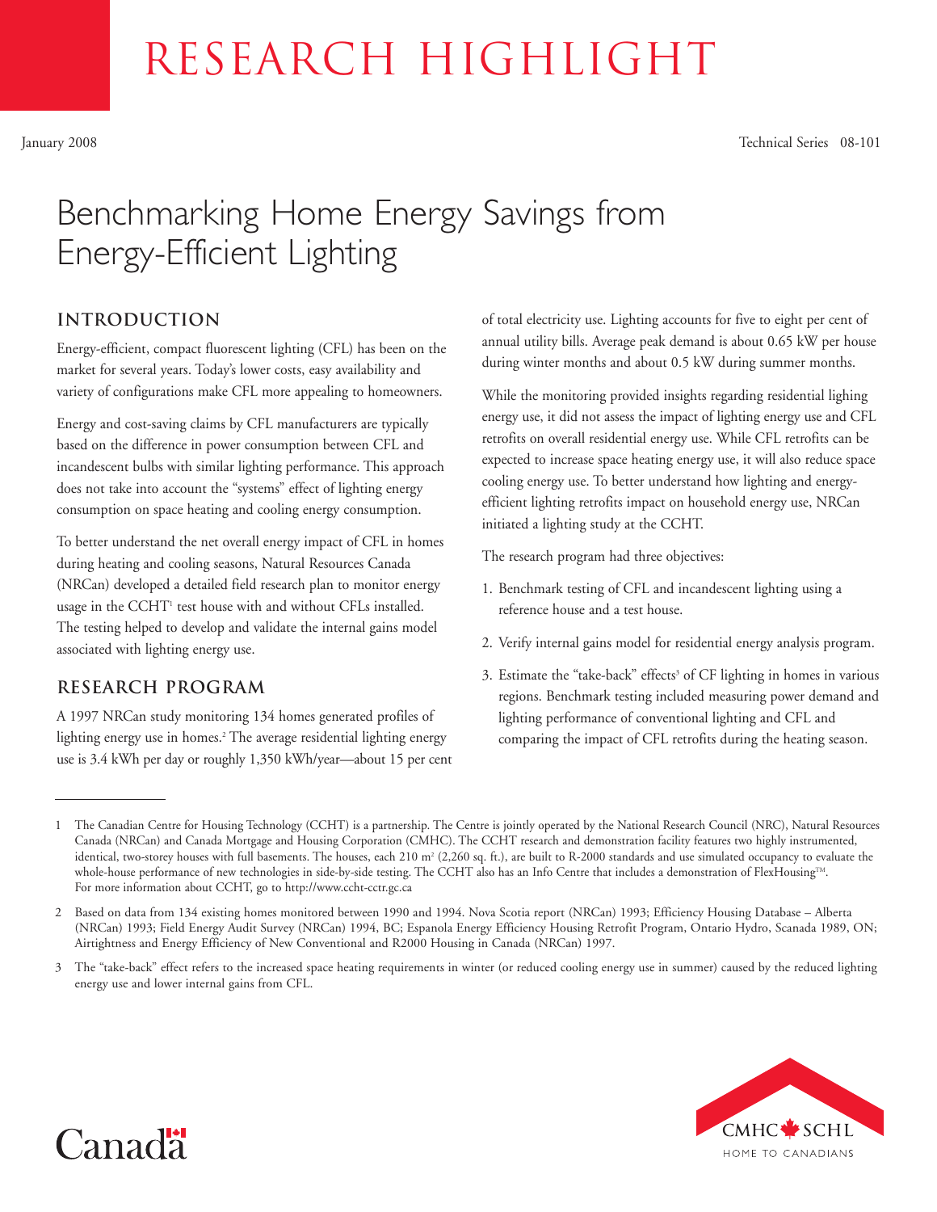# RESEARCH HIGHLIGHT

January 2008 Technical Series 08-101

# Benchmarking Home Energy Savings from Energy-Efficient Lighting

## INTRODUCTION

Energy-efficient, compact fluorescent lighting (CFL) has been on the market for several years. Today's lower costs, easy availability and variety of configurations make CFL more appealing to homeowners.

Energy and cost-saving claims by CFL manufacturers are typically based on the difference in power consumption between CFL and incandescent bulbs with similar lighting performance. This approach does not take into account the "systems" effect of lighting energy consumption on space heating and cooling energy consumption.

To better understand the net overall energy impact of CFL in homes during heating and cooling seasons, Natural Resources Canada (NRCan) developed a detailed field research plan to monitor energy usage in the CCHT[1] test house with and without CFLs installed. The testing helped to develop and validate the internal gains model associated with lighting energy use.

## RESEARCH PROGRAM

A 1997 NRCan study monitoring 134 homes generated profiles of lighting energy use in homes.[2] The average residential lighting energy use is 3.4 kWh per day or roughly 1,350 kWh/year—about 15 per cent of total electricity use. Lighting accounts for five to eight per cent of annual utility bills. Average peak demand is about 0.65 kW per house during winter months and about 0.5 kW during summer months.

While the monitoring provided insights regarding residential lighing energy use, it did not assess the impact of lighting energy use and CFL retrofits on overall residential energy use. While CFL retrofits can be expected to increase space heating energy use, it will also reduce space cooling energy use. To better understand how lighting and energy-efficient lighting retrofits impact on household energy use, NRCan initiated a lighting study at the CCHT.

The research program had three objectives:

1. Benchmark testing of CFL and incandescent lighting using a reference house and a test house.
2. Verify internal gains model for residential energy analysis program.
3. Estimate the "take-back" effects[3] of CF lighting in homes in various regions. Benchmark testing included measuring power demand and lighting performance of conventional lighting and CFL and comparing the impact of CFL retrofits during the heating season.

---

1 The Canadian Centre for Housing Technology (CCHT) is a partnership. The Centre is jointly operated by the National Research Council (NRC), Natural Resources Canada (NRCan) and Canada Mortgage and Housing Corporation (CMHC). The CCHT research and demonstration facility features two highly instrumented, identical, two-storey houses with full basements. The houses, each 210 m$^2$ (2,260 sq. ft.), are built to R-2000 standards and use simulated occupancy to evaluate the whole-house performance of new technologies in side-by-side testing. The CCHT also has an Info Centre that includes a demonstration of FlexHousing™. For more information about CCHT, go to http://www.ccht-cctr.gc.ca

2 Based on data from 134 existing homes monitored between 1990 and 1994. Nova Scotia report (NRCan) 1993; Efficiency Housing Database – Alberta (NRCan) 1993; Field Energy Audit Survey (NRCan) 1994, BC; Espanola Energy Efficiency Housing Retrofit Program, Ontario Hydro, Scanada 1989, ON; Airtightness and Energy Efficiency of New Conventional and R2000 Housing in Canada (NRCan) 1997.

3 The "take-back" effect refers to the increased space heating requirements in winter (or reduced cooling energy use in summer) caused by the reduced lighting energy use and lower internal gains from CFL.

Canada

CMHC SCHL HOME TO CANADIANS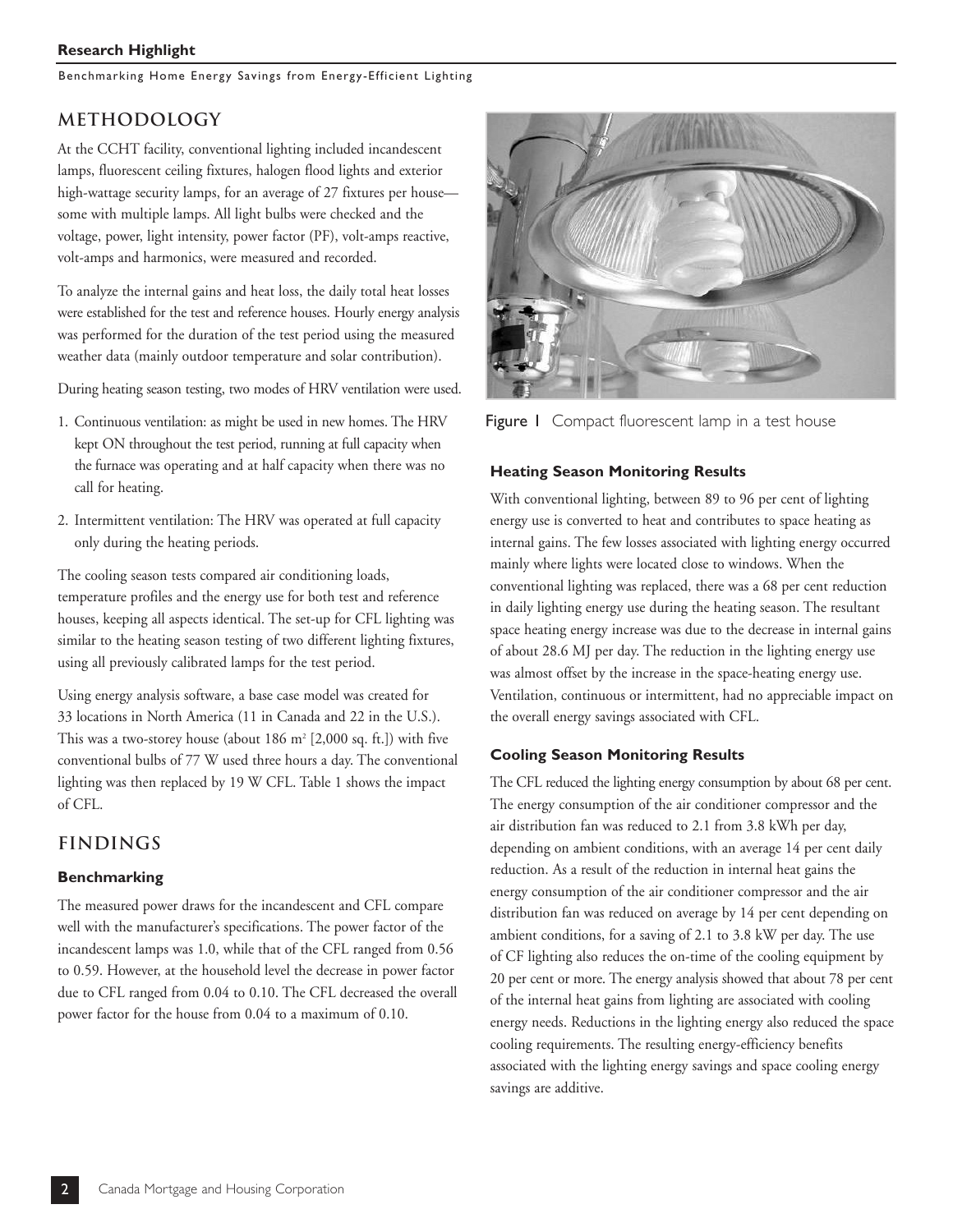## METHODOLOGY

At the CCHT facility, conventional lighting included incandescent lamps, fluorescent ceiling fixtures, halogen flood lights and exterior high-wattage security lamps, for an average of 27 fixtures per house—some with multiple lamps. All light bulbs were checked and the voltage, power, light intensity, power factor (PF), volt-amps reactive, volt-amps and harmonics, were measured and recorded.

To analyze the internal gains and heat loss, the daily total heat losses were established for the test and reference houses. Hourly energy analysis was performed for the duration of the test period using the measured weather data (mainly outdoor temperature and solar contribution).

During heating season testing, two modes of HRV ventilation were used.

1. Continuous ventilation: as might be used in new homes. The HRV kept ON throughout the test period, running at full capacity when the furnace was operating and at half capacity when there was no call for heating.
2. Intermittent ventilation: The HRV was operated at full capacity only during the heating periods.

The cooling season tests compared air conditioning loads, temperature profiles and the energy use for both test and reference houses, keeping all aspects identical. The set-up for CFL lighting was similar to the heating season testing of two different lighting fixtures, using all previously calibrated lamps for the test period.

Using energy analysis software, a base case model was created for 33 locations in North America (11 in Canada and 22 in the U.S.). This was a two-storey house (about 186 m² [2,000 sq. ft.]) with five conventional bulbs of 77 W used three hours a day. The conventional lighting was then replaced by 19 W CFL. Table 1 shows the impact of CFL.

Figure 1 Compact fluorescent lamp in a test house

## FINDINGS

### Benchmarking

The measured power draws for the incandescent and CFL compare well with the manufacturer's specifications. The power factor of the incandescent lamps was 1.0, while that of the CFL ranged from 0.56 to 0.59. However, at the household level the decrease in power factor due to CFL ranged from 0.04 to 0.10. The CFL decreased the overall power factor for the house from 0.04 to a maximum of 0.10.

### Heating Season Monitoring Results

With conventional lighting, between 89 to 96 per cent of lighting energy use is converted to heat and contributes to space heating as internal gains. The few losses associated with lighting energy occurred mainly where lights were located close to windows. When the conventional lighting was replaced, there was a 68 per cent reduction in daily lighting energy use during the heating season. The resultant space heating energy increase was due to the decrease in internal gains of about 28.6 MJ per day. The reduction in the lighting energy use was almost offset by the increase in the space-heating energy use. Ventilation, continuous or intermittent, had no appreciable impact on the overall energy savings associated with CFL.

### Cooling Season Monitoring Results

The CFL reduced the lighting energy consumption by about 68 per cent. The energy consumption of the air conditioner compressor and the air distribution fan was reduced to 2.1 from 3.8 kWh per day, depending on ambient conditions, with an average 14 per cent daily reduction. As a result of the reduction in internal heat gains the energy consumption of the air conditioner compressor and the air distribution fan was reduced on average by 14 per cent depending on ambient conditions, for a saving of 2.1 to 3.8 kW per day. The use of CF lighting also reduces the on-time of the cooling equipment by 20 per cent or more. The energy analysis showed that about 78 per cent of the internal heat gains from lighting are associated with cooling energy needs. Reductions in the lighting energy also reduced the space cooling requirements. The resulting energy-efficiency benefits associated with the lighting energy savings and space cooling energy savings are additive.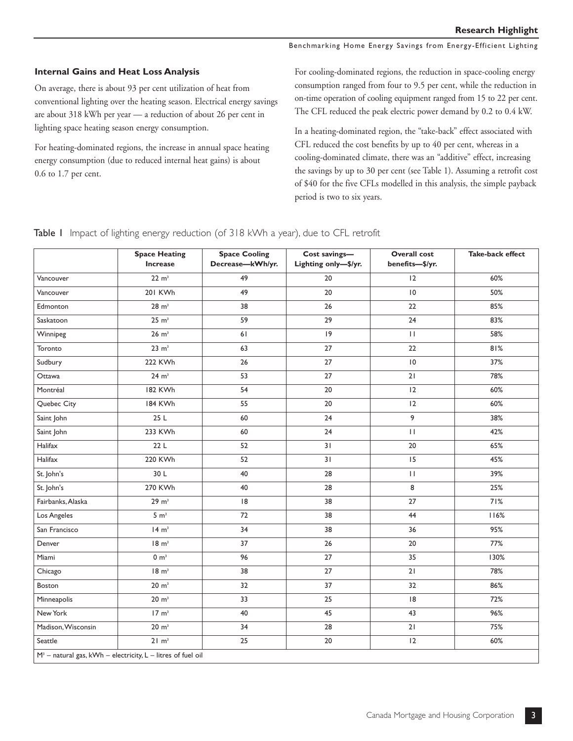### Internal Gains and Heat Loss Analysis

On average, there is about 93 per cent utilization of heat from conventional lighting over the heating season. Electrical energy savings are about 318 kWh per year — a reduction of about 26 per cent in lighting space heating season energy consumption.

For heating-dominated regions, the increase in annual space heating energy consumption (due to reduced internal heat gains) is about 0.6 to 1.7 per cent.

For cooling-dominated regions, the reduction in space-cooling energy consumption ranged from four to 9.5 per cent, while the reduction in on-time operation of cooling equipment ranged from 15 to 22 per cent. The CFL reduced the peak electric power demand by 0.2 to 0.4 kW.

In a heating-dominated region, the "take-back" effect associated with CFL reduced the cost benefits by up to 40 per cent, whereas in a cooling-dominated climate, there was an "additive" effect, increasing the savings by up to 30 per cent (see Table 1). Assuming a retrofit cost of $40 for the five CFLs modelled in this analysis, the simple payback period is two to six years.

**Table 1** Impact of lighting energy reduction (of 318 kWh a year), due to CFL retrofit

| | Space Heating Increase | Space Cooling Decrease—kWh/yr. | Cost savings—Lighting only—$/yr. | Overall cost benefits—$/yr. | Take-back effect |
|---|---|---|---|---|---|
| Vancouver | 22 $m^3$ | 49 | 20 | 12 | 60% |
| Vancouver | 201 KWh | 49 | 20 | 10 | 50% |
| Edmonton | 28 $m^3$ | 38 | 26 | 22 | 85% |
| Saskatoon | 25 $m^3$ | 59 | 29 | 24 | 83% |
| Winnipeg | 26 $m^3$ | 61 | 19 | 11 | 58% |
| Toronto | 23 $m^3$ | 63 | 27 | 22 | 81% |
| Sudbury | 222 KWh | 26 | 27 | 10 | 37% |
| Ottawa | 24 $m^3$ | 53 | 27 | 21 | 78% |
| Montréal | 182 KWh | 54 | 20 | 12 | 60% |
| Quebec City | 184 KWh | 55 | 20 | 12 | 60% |
| Saint John | 25 L | 60 | 24 | 9 | 38% |
| Saint John | 233 KWh | 60 | 24 | 11 | 42% |
| Halifax | 22 L | 52 | 31 | 20 | 65% |
| Halifax | 220 KWh | 52 | 31 | 15 | 45% |
| St. John's | 30 L | 40 | 28 | 11 | 39% |
| St. John's | 270 KWh | 40 | 28 | 8 | 25% |
| Fairbanks, Alaska | 29 $m^3$ | 18 | 38 | 27 | 71% |
| Los Angeles | 5 $m^3$ | 72 | 38 | 44 | 116% |
| San Francisco | 14 $m^3$ | 34 | 38 | 36 | 95% |
| Denver | 18 $m^3$ | 37 | 26 | 20 | 77% |
| Miami | 0 $m^3$ | 96 | 27 | 35 | 130% |
| Chicago | 18 $m^3$ | 38 | 27 | 21 | 78% |
| Boston | 20 $m^3$ | 32 | 37 | 32 | 86% |
| Minneapolis | 20 $m^3$ | 33 | 25 | 18 | 72% |
| New York | 17 $m^3$ | 40 | 45 | 43 | 96% |
| Madison, Wisconsin | 20 $m^3$ | 34 | 28 | 21 | 75% |
| Seattle | 21 $m^3$ | 25 | 20 | 12 | 60% |

$M^3$ – natural gas, kWh – electricity, L – litres of fuel oil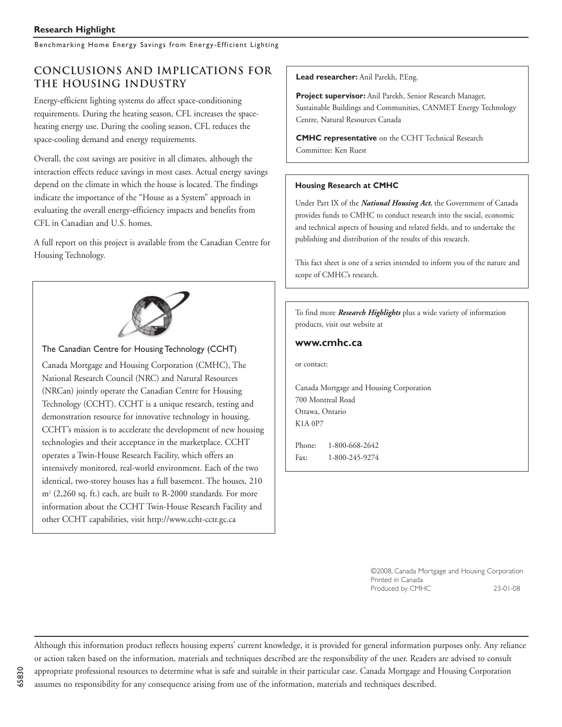## CONCLUSIONS AND IMPLICATIONS FOR THE HOUSING INDUSTRY

Energy-efficient lighting systems do affect space-conditioning requirements. During the heating season, CFL increases the space-heating energy use. During the cooling season, CFL reduces the space-cooling demand and energy requirements.

Overall, the cost savings are positive in all climates, although the interaction effects reduce savings in most cases. Actual energy savings depend on the climate in which the house is located. The findings indicate the importance of the "House as a System" approach in evaluating the overall energy-efficiency impacts and benefits from CFL in Canadian and U.S. homes.

A full report on this project is available from the Canadian Centre for Housing Technology.

The Canadian Centre for Housing Technology (CCHT)

Canada Mortgage and Housing Corporation (CMHC), The National Research Council (NRC) and Natural Resources (NRCan) jointly operate the Canadian Centre for Housing Technology (CCHT). CCHT is a unique research, testing and demonstration resource for innovative technology in housing. CCHT's mission is to accelerate the development of new housing technologies and their acceptance in the marketplace. CCHT operates a Twin-House Research Facility, which offers an intensively monitored, real-world environment. Each of the two identical, two-storey houses has a full basement. The houses, 210 $m^2$ (2,260 sq. ft.) each, are built to R-2000 standards. For more information about the CCHT Twin-House Research Facility and other CCHT capabilities, visit http://www.ccht-cctr.gc.ca

**Lead researcher:** Anil Parekh, P.Eng.

**Project supervisor:** Anil Parekh, Senior Research Manager, Sustainable Buildings and Communities, CANMET Energy Technology Centre, Natural Resources Canada

**CMHC representative** on the CCHT Technical Research Committee: Ken Ruest

**Housing Research at CMHC**

Under Part IX of the ***National Housing Act***, the Government of Canada provides funds to CMHC to conduct research into the social, economic and technical aspects of housing and related fields, and to undertake the publishing and distribution of the results of this research.

This fact sheet is one of a series intended to inform you of the nature and scope of CMHC's research.

To find more ***Research Highlights*** plus a wide variety of information products, visit our website at

**www.cmhc.ca**

or contact:

Canada Mortgage and Housing Corporation
700 Montreal Road
Ottawa, Ontario
K1A 0P7

Phone: 1-800-668-2642
Fax: 1-800-245-9274

©2008, Canada Mortgage and Housing Corporation
Printed in Canada
Produced by CMHC 23-01-08

Although this information product reflects housing experts' current knowledge, it is provided for general information purposes only. Any reliance or action taken based on the information, materials and techniques described are the responsibility of the user. Readers are advised to consult appropriate professional resources to determine what is safe and suitable in their particular case. Canada Mortgage and Housing Corporation assumes no responsibility for any consequence arising from use of the information, materials and techniques described.

65830